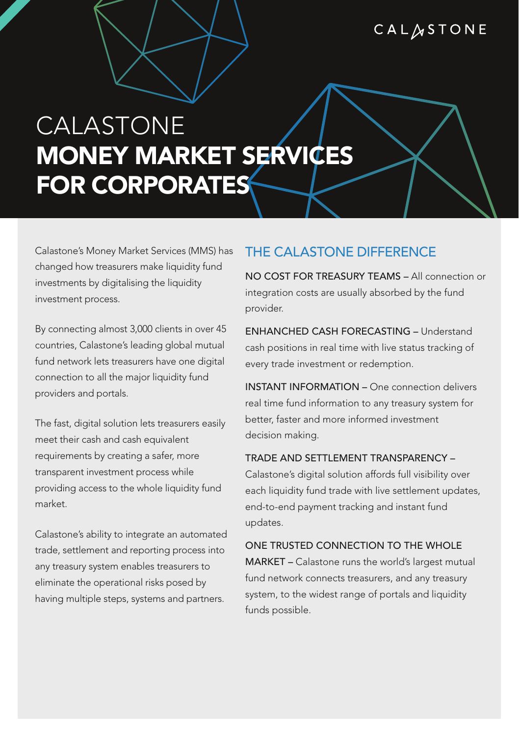CALASTONE

# CALASTONE
# MONEY MARKET SERVICES FOR CORPORATES

Calastone's Money Market Services (MMS) has changed how treasurers make liquidity fund investments by digitalising the liquidity investment process.

By connecting almost 3,000 clients in over 45 countries, Calastone's leading global mutual fund network lets treasurers have one digital connection to all the major liquidity fund providers and portals.

The fast, digital solution lets treasurers easily meet their cash and cash equivalent requirements by creating a safer, more transparent investment process while providing access to the whole liquidity fund market.

Calastone's ability to integrate an automated trade, settlement and reporting process into any treasury system enables treasurers to eliminate the operational risks posed by having multiple steps, systems and partners.

## THE CALASTONE DIFFERENCE

NO COST FOR TREASURY TEAMS – All connection or integration costs are usually absorbed by the fund provider.

ENHANCHED CASH FORECASTING – Understand cash positions in real time with live status tracking of every trade investment or redemption.

INSTANT INFORMATION – One connection delivers real time fund information to any treasury system for better, faster and more informed investment decision making.

TRADE AND SETTLEMENT TRANSPARENCY – Calastone's digital solution affords full visibility over each liquidity fund trade with live settlement updates, end-to-end payment tracking and instant fund updates.

ONE TRUSTED CONNECTION TO THE WHOLE MARKET – Calastone runs the world's largest mutual fund network connects treasurers, and any treasury system, to the widest range of portals and liquidity funds possible.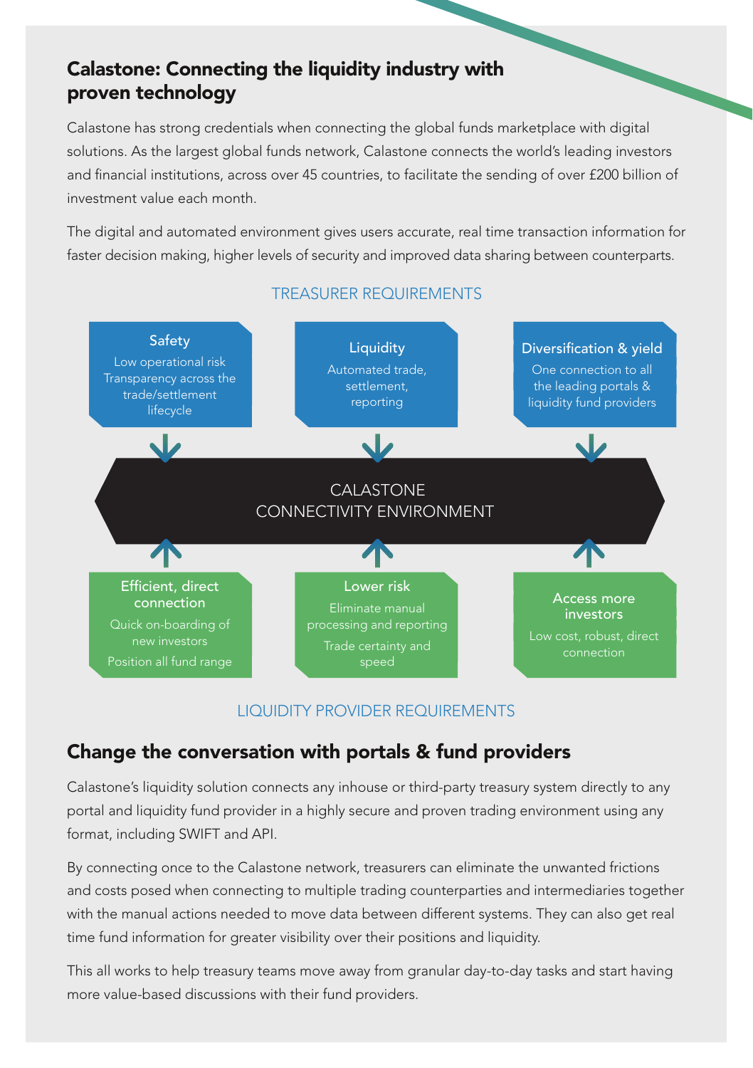## Calastone: Connecting the liquidity industry with proven technology

Calastone has strong credentials when connecting the global funds marketplace with digital solutions. As the largest global funds network, Calastone connects the world's leading investors and financial institutions, across over 45 countries, to facilitate the sending of over £200 billion of investment value each month.

The digital and automated environment gives users accurate, real time transaction information for faster decision making, higher levels of security and improved data sharing between counterparts.

TREASURER REQUIREMENTS

**Safety**
Low operational risk
Transparency across the trade/settlement lifecycle

**Liquidity**
Automated trade, settlement, reporting

**Diversification & yield**
One connection to all the leading portals & liquidity fund providers

CALASTONE CONNECTIVITY ENVIRONMENT

**Efficient, direct connection**
Quick on-boarding of new investors
Position all fund range

**Lower risk**
Eliminate manual processing and reporting
Trade certainty and speed

**Access more investors**
Low cost, robust, direct connection

LIQUIDITY PROVIDER REQUIREMENTS

## Change the conversation with portals & fund providers

Calastone's liquidity solution connects any inhouse or third-party treasury system directly to any portal and liquidity fund provider in a highly secure and proven trading environment using any format, including SWIFT and API.

By connecting once to the Calastone network, treasurers can eliminate the unwanted frictions and costs posed when connecting to multiple trading counterparties and intermediaries together with the manual actions needed to move data between different systems. They can also get real time fund information for greater visibility over their positions and liquidity.

This all works to help treasury teams move away from granular day-to-day tasks and start having more value-based discussions with their fund providers.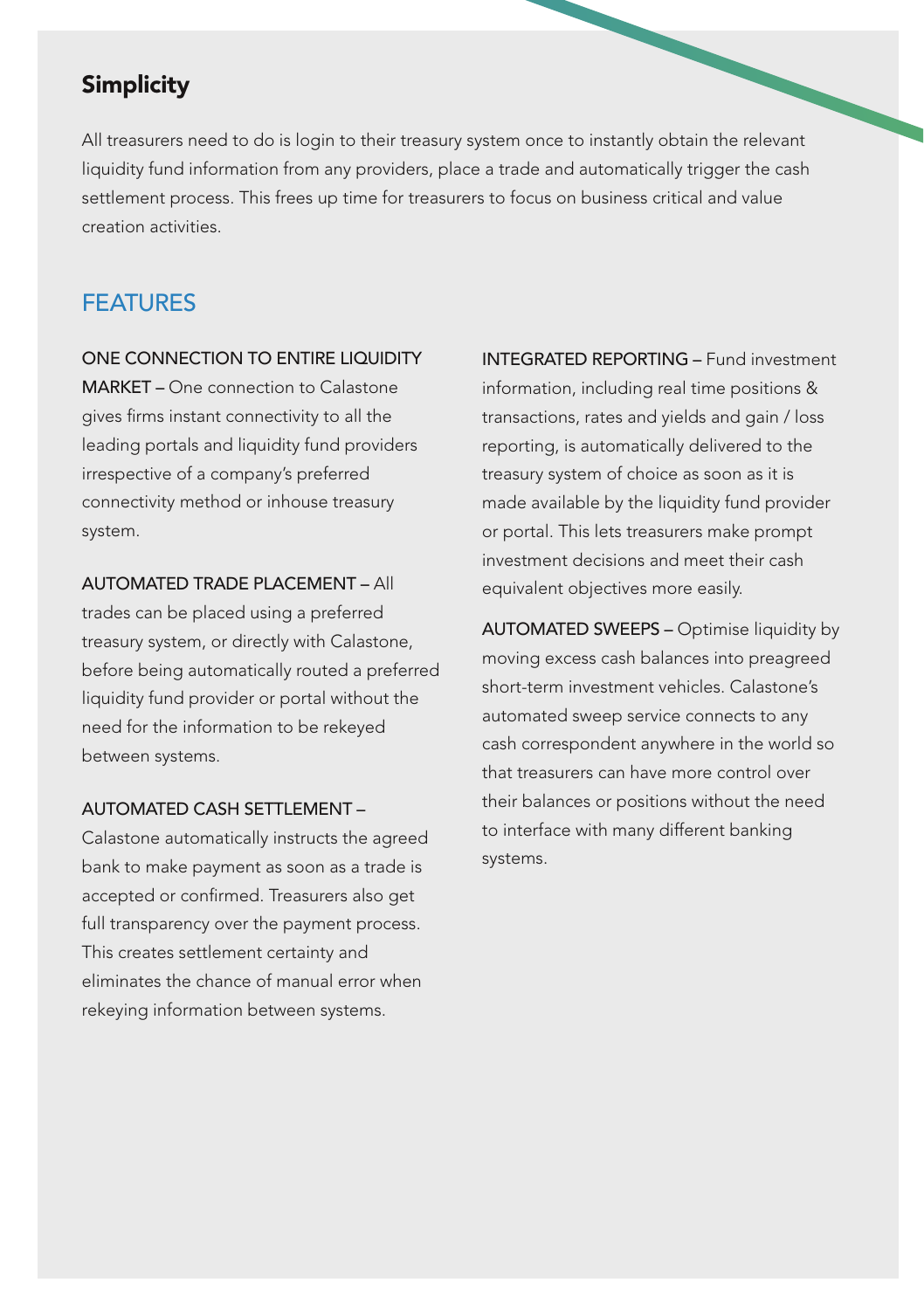## Simplicity

All treasurers need to do is login to their treasury system once to instantly obtain the relevant liquidity fund information from any providers, place a trade and automatically trigger the cash settlement process. This frees up time for treasurers to focus on business critical and value creation activities.

## FEATURES

ONE CONNECTION TO ENTIRE LIQUIDITY MARKET – One connection to Calastone gives firms instant connectivity to all the leading portals and liquidity fund providers irrespective of a company's preferred connectivity method or inhouse treasury system.

AUTOMATED TRADE PLACEMENT – All trades can be placed using a preferred treasury system, or directly with Calastone, before being automatically routed a preferred liquidity fund provider or portal without the need for the information to be rekeyed between systems.

AUTOMATED CASH SETTLEMENT – Calastone automatically instructs the agreed bank to make payment as soon as a trade is accepted or confirmed. Treasurers also get full transparency over the payment process. This creates settlement certainty and eliminates the chance of manual error when rekeying information between systems.

INTEGRATED REPORTING – Fund investment information, including real time positions & transactions, rates and yields and gain / loss reporting, is automatically delivered to the treasury system of choice as soon as it is made available by the liquidity fund provider or portal. This lets treasurers make prompt investment decisions and meet their cash equivalent objectives more easily.

AUTOMATED SWEEPS – Optimise liquidity by moving excess cash balances into preagreed short-term investment vehicles. Calastone's automated sweep service connects to any cash correspondent anywhere in the world so that treasurers can have more control over their balances or positions without the need to interface with many different banking systems.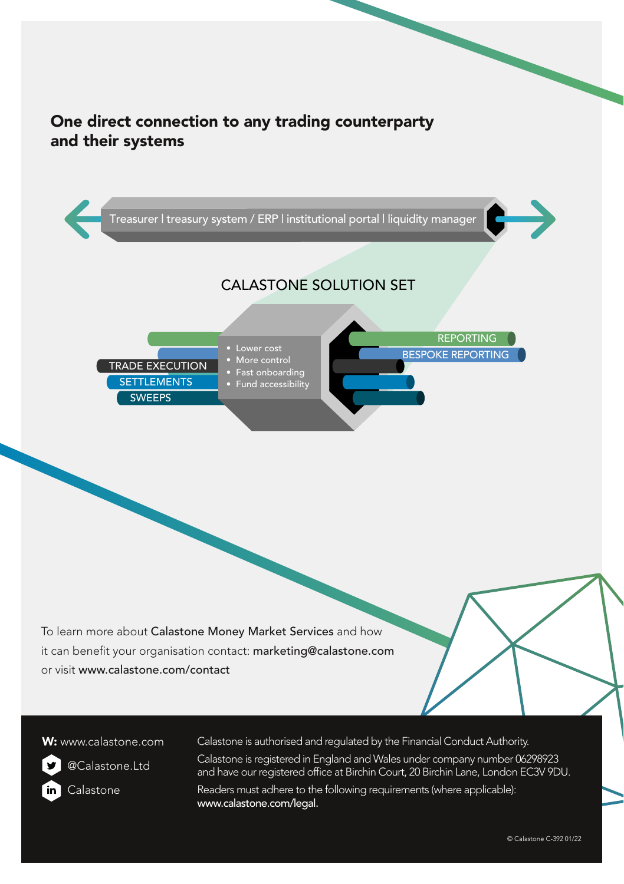## One direct connection to any trading counterparty and their systems

Treasurer | treasury system / ERP | institutional portal | liquidity manager

CALASTONE SOLUTION SET

TRADE EXECUTION

SETTLEMENTS

SWEEPS

- Lower cost
- More control
- Fast onboarding
- Fund accessibility

REPORTING

BESPOKE REPORTING

To learn more about **Calastone Money Market Services** and how it can benefit your organisation contact: **marketing@calastone.com** or visit **www.calastone.com/contact**

**W:** www.calastone.com

@Calastone.Ltd

Calastone

Calastone is authorised and regulated by the Financial Conduct Authority.

Calastone is registered in England and Wales under company number 06298923 and have our registered office at Birchin Court, 20 Birchin Lane, London EC3V 9DU.

Readers must adhere to the following requirements (where applicable): **www.calastone.com/legal.**

© Calastone C-392 01/22